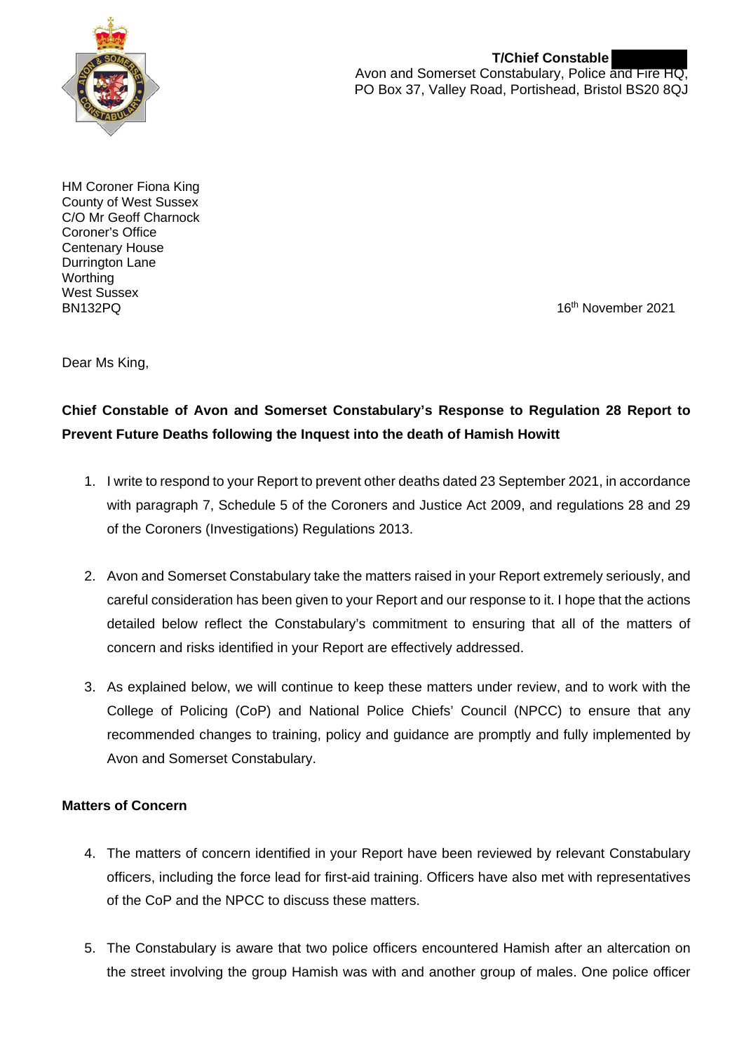**T/Chief Constable**
Avon and Somerset Constabulary, Police and Fire HQ,
PO Box 37, Valley Road, Portishead, Bristol BS20 8QJ

HM Coroner Fiona King
County of West Sussex
C/O Mr Geoff Charnock
Coroner's Office
Centenary House
Durrington Lane
Worthing
West Sussex
BN132PQ

16th November 2021

Dear Ms King,

**Chief Constable of Avon and Somerset Constabulary's Response to Regulation 28 Report to Prevent Future Deaths following the Inquest into the death of Hamish Howitt**

1. I write to respond to your Report to prevent other deaths dated 23 September 2021, in accordance with paragraph 7, Schedule 5 of the Coroners and Justice Act 2009, and regulations 28 and 29 of the Coroners (Investigations) Regulations 2013.

2. Avon and Somerset Constabulary take the matters raised in your Report extremely seriously, and careful consideration has been given to your Report and our response to it. I hope that the actions detailed below reflect the Constabulary's commitment to ensuring that all of the matters of concern and risks identified in your Report are effectively addressed.

3. As explained below, we will continue to keep these matters under review, and to work with the College of Policing (CoP) and National Police Chiefs' Council (NPCC) to ensure that any recommended changes to training, policy and guidance are promptly and fully implemented by Avon and Somerset Constabulary.

**Matters of Concern**

4. The matters of concern identified in your Report have been reviewed by relevant Constabulary officers, including the force lead for first-aid training. Officers have also met with representatives of the CoP and the NPCC to discuss these matters.

5. The Constabulary is aware that two police officers encountered Hamish after an altercation on the street involving the group Hamish was with and another group of males. One police officer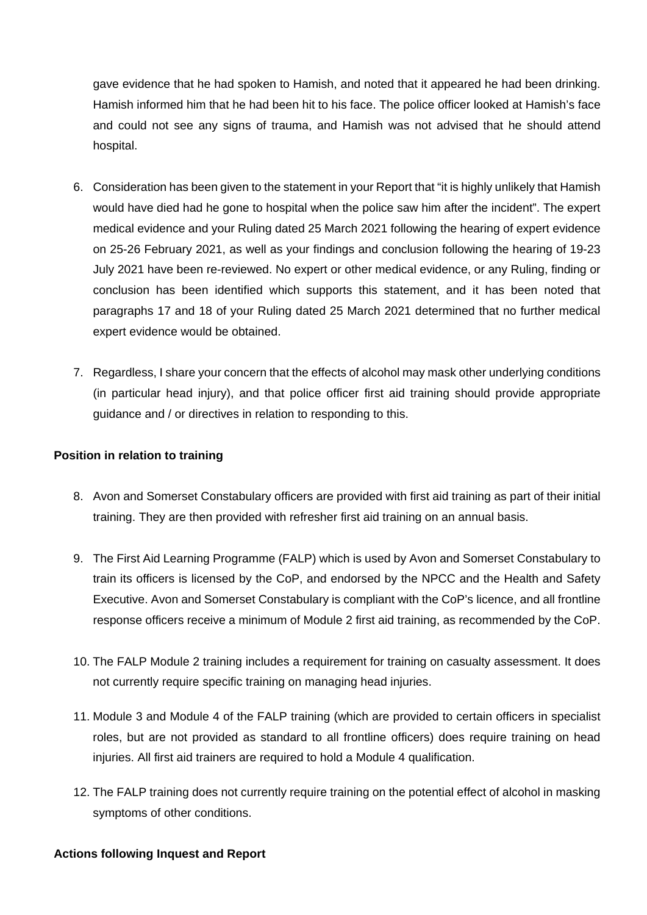gave evidence that he had spoken to Hamish, and noted that it appeared he had been drinking. Hamish informed him that he had been hit to his face. The police officer looked at Hamish's face and could not see any signs of trauma, and Hamish was not advised that he should attend hospital.

6. Consideration has been given to the statement in your Report that "it is highly unlikely that Hamish would have died had he gone to hospital when the police saw him after the incident". The expert medical evidence and your Ruling dated 25 March 2021 following the hearing of expert evidence on 25-26 February 2021, as well as your findings and conclusion following the hearing of 19-23 July 2021 have been re-reviewed. No expert or other medical evidence, or any Ruling, finding or conclusion has been identified which supports this statement, and it has been noted that paragraphs 17 and 18 of your Ruling dated 25 March 2021 determined that no further medical expert evidence would be obtained.

7. Regardless, I share your concern that the effects of alcohol may mask other underlying conditions (in particular head injury), and that police officer first aid training should provide appropriate guidance and / or directives in relation to responding to this.

**Position in relation to training**

8. Avon and Somerset Constabulary officers are provided with first aid training as part of their initial training. They are then provided with refresher first aid training on an annual basis.

9. The First Aid Learning Programme (FALP) which is used by Avon and Somerset Constabulary to train its officers is licensed by the CoP, and endorsed by the NPCC and the Health and Safety Executive. Avon and Somerset Constabulary is compliant with the CoP's licence, and all frontline response officers receive a minimum of Module 2 first aid training, as recommended by the CoP.

10. The FALP Module 2 training includes a requirement for training on casualty assessment. It does not currently require specific training on managing head injuries.

11. Module 3 and Module 4 of the FALP training (which are provided to certain officers in specialist roles, but are not provided as standard to all frontline officers) does require training on head injuries. All first aid trainers are required to hold a Module 4 qualification.

12. The FALP training does not currently require training on the potential effect of alcohol in masking symptoms of other conditions.

**Actions following Inquest and Report**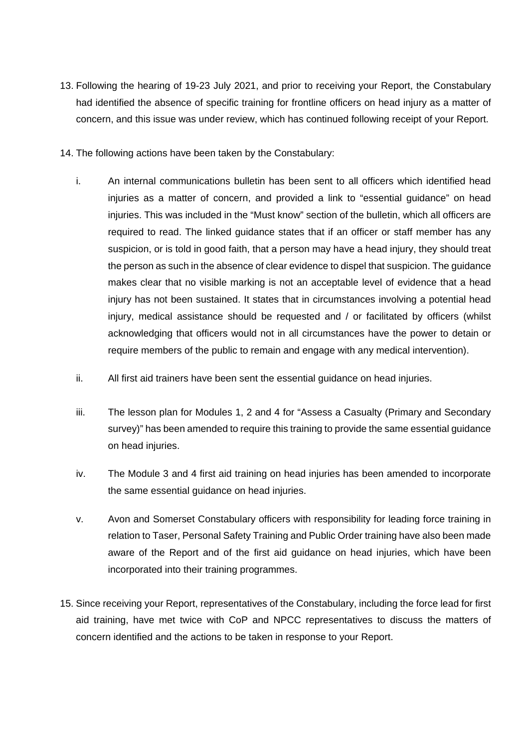13. Following the hearing of 19-23 July 2021, and prior to receiving your Report, the Constabulary had identified the absence of specific training for frontline officers on head injury as a matter of concern, and this issue was under review, which has continued following receipt of your Report.

14. The following actions have been taken by the Constabulary:

    i. An internal communications bulletin has been sent to all officers which identified head injuries as a matter of concern, and provided a link to "essential guidance" on head injuries. This was included in the "Must know" section of the bulletin, which all officers are required to read. The linked guidance states that if an officer or staff member has any suspicion, or is told in good faith, that a person may have a head injury, they should treat the person as such in the absence of clear evidence to dispel that suspicion. The guidance makes clear that no visible marking is not an acceptable level of evidence that a head injury has not been sustained. It states that in circumstances involving a potential head injury, medical assistance should be requested and / or facilitated by officers (whilst acknowledging that officers would not in all circumstances have the power to detain or require members of the public to remain and engage with any medical intervention).

    ii. All first aid trainers have been sent the essential guidance on head injuries.

    iii. The lesson plan for Modules 1, 2 and 4 for "Assess a Casualty (Primary and Secondary survey)" has been amended to require this training to provide the same essential guidance on head injuries.

    iv. The Module 3 and 4 first aid training on head injuries has been amended to incorporate the same essential guidance on head injuries.

    v. Avon and Somerset Constabulary officers with responsibility for leading force training in relation to Taser, Personal Safety Training and Public Order training have also been made aware of the Report and of the first aid guidance on head injuries, which have been incorporated into their training programmes.

15. Since receiving your Report, representatives of the Constabulary, including the force lead for first aid training, have met twice with CoP and NPCC representatives to discuss the matters of concern identified and the actions to be taken in response to your Report.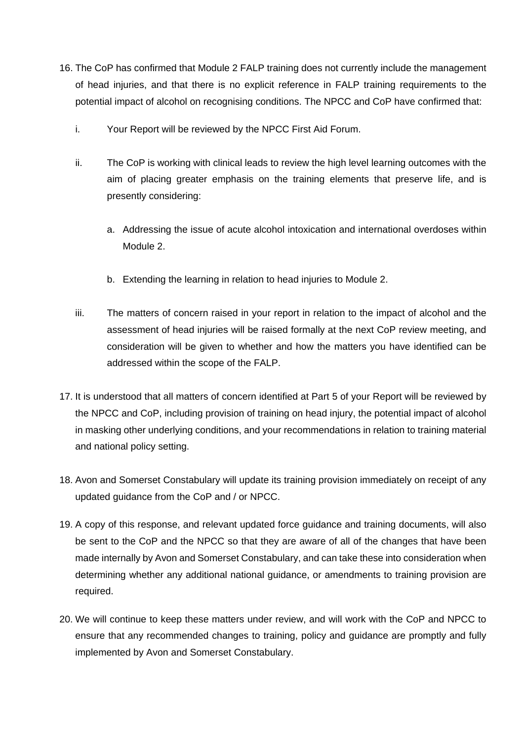16. The CoP has confirmed that Module 2 FALP training does not currently include the management of head injuries, and that there is no explicit reference in FALP training requirements to the potential impact of alcohol on recognising conditions. The NPCC and CoP have confirmed that:

    i. Your Report will be reviewed by the NPCC First Aid Forum.

    ii. The CoP is working with clinical leads to review the high level learning outcomes with the aim of placing greater emphasis on the training elements that preserve life, and is presently considering:

        a. Addressing the issue of acute alcohol intoxication and international overdoses within Module 2.

        b. Extending the learning in relation to head injuries to Module 2.

    iii. The matters of concern raised in your report in relation to the impact of alcohol and the assessment of head injuries will be raised formally at the next CoP review meeting, and consideration will be given to whether and how the matters you have identified can be addressed within the scope of the FALP.

17. It is understood that all matters of concern identified at Part 5 of your Report will be reviewed by the NPCC and CoP, including provision of training on head injury, the potential impact of alcohol in masking other underlying conditions, and your recommendations in relation to training material and national policy setting.

18. Avon and Somerset Constabulary will update its training provision immediately on receipt of any updated guidance from the CoP and / or NPCC.

19. A copy of this response, and relevant updated force guidance and training documents, will also be sent to the CoP and the NPCC so that they are aware of all of the changes that have been made internally by Avon and Somerset Constabulary, and can take these into consideration when determining whether any additional national guidance, or amendments to training provision are required.

20. We will continue to keep these matters under review, and will work with the CoP and NPCC to ensure that any recommended changes to training, policy and guidance are promptly and fully implemented by Avon and Somerset Constabulary.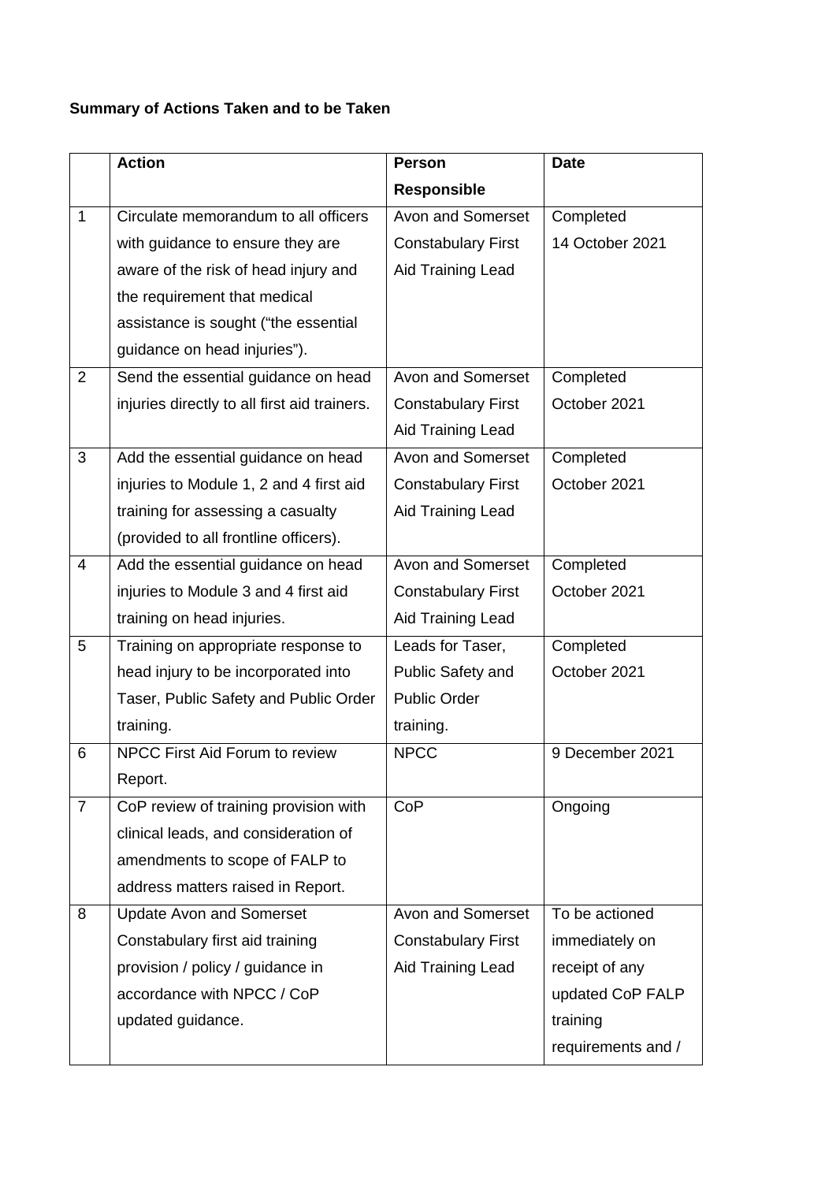**Summary of Actions Taken and to be Taken**

| | Action | Person Responsible | Date |
|---|---|---|---|
| 1 | Circulate memorandum to all officers with guidance to ensure they are aware of the risk of head injury and the requirement that medical assistance is sought ("the essential guidance on head injuries"). | Avon and Somerset Constabulary First Aid Training Lead | Completed 14 October 2021 |
| 2 | Send the essential guidance on head injuries directly to all first aid trainers. | Avon and Somerset Constabulary First Aid Training Lead | Completed October 2021 |
| 3 | Add the essential guidance on head injuries to Module 1, 2 and 4 first aid training for assessing a casualty (provided to all frontline officers). | Avon and Somerset Constabulary First Aid Training Lead | Completed October 2021 |
| 4 | Add the essential guidance on head injuries to Module 3 and 4 first aid training on head injuries. | Avon and Somerset Constabulary First Aid Training Lead | Completed October 2021 |
| 5 | Training on appropriate response to head injury to be incorporated into Taser, Public Safety and Public Order training. | Leads for Taser, Public Safety and Public Order training. | Completed October 2021 |
| 6 | NPCC First Aid Forum to review Report. | NPCC | 9 December 2021 |
| 7 | CoP review of training provision with clinical leads, and consideration of amendments to scope of FALP to address matters raised in Report. | CoP | Ongoing |
| 8 | Update Avon and Somerset Constabulary first aid training provision / policy / guidance in accordance with NPCC / CoP updated guidance. | Avon and Somerset Constabulary First Aid Training Lead | To be actioned immediately on receipt of any updated CoP FALP training requirements and / |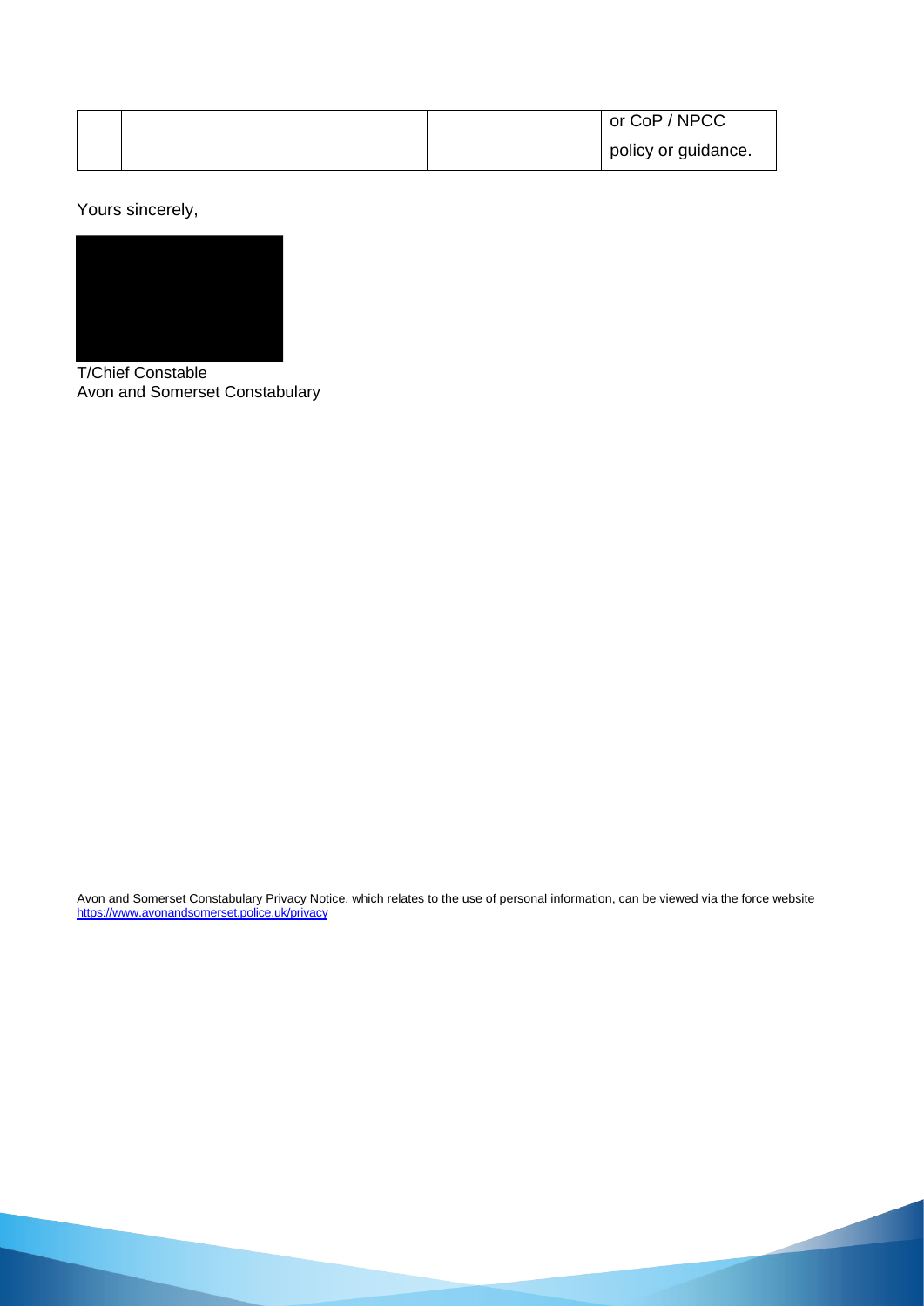| | | | |
|---|---|---|---|
| | | | or CoP / NPCC policy or guidance. |

Yours sincerely,

T/Chief Constable
Avon and Somerset Constabulary

Avon and Somerset Constabulary Privacy Notice, which relates to the use of personal information, can be viewed via the force website https://www.avonandsomerset.police.uk/privacy